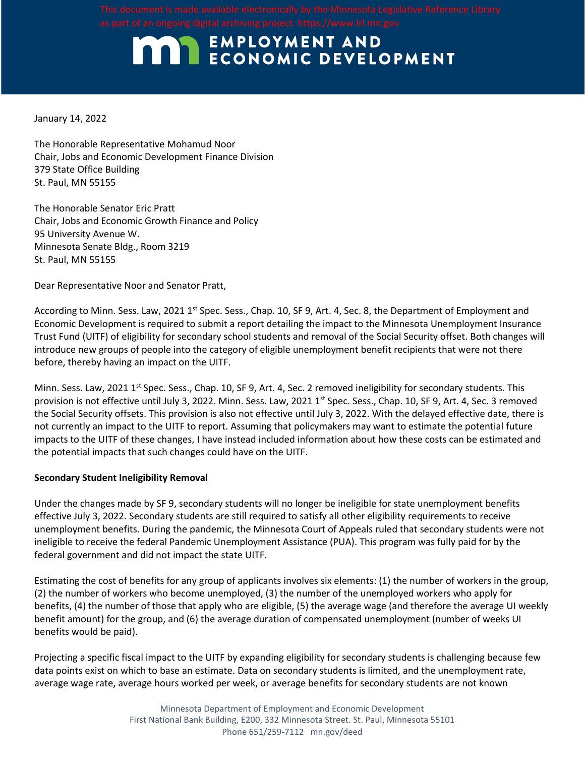This document is made available electronically by the Minnesota Legislative Reference Library as part of an ongoing digital archiving project. https://www.lrl.mn.gov

# EMPLOYMENT AND ECONOMIC DEVELOPMENT

January 14, 2022

The Honorable Representative Mohamud Noor
Chair, Jobs and Economic Development Finance Division
379 State Office Building
St. Paul, MN 55155

The Honorable Senator Eric Pratt
Chair, Jobs and Economic Growth Finance and Policy
95 University Avenue W.
Minnesota Senate Bldg., Room 3219
St. Paul, MN 55155

Dear Representative Noor and Senator Pratt,

According to Minn. Sess. Law, 2021 1st Spec. Sess., Chap. 10, SF 9, Art. 4, Sec. 8, the Department of Employment and Economic Development is required to submit a report detailing the impact to the Minnesota Unemployment Insurance Trust Fund (UITF) of eligibility for secondary school students and removal of the Social Security offset. Both changes will introduce new groups of people into the category of eligible unemployment benefit recipients that were not there before, thereby having an impact on the UITF.

Minn. Sess. Law, 2021 1st Spec. Sess., Chap. 10, SF 9, Art. 4, Sec. 2 removed ineligibility for secondary students. This provision is not effective until July 3, 2022. Minn. Sess. Law, 2021 1st Spec. Sess., Chap. 10, SF 9, Art. 4, Sec. 3 removed the Social Security offsets. This provision is also not effective until July 3, 2022. With the delayed effective date, there is not currently an impact to the UITF to report. Assuming that policymakers may want to estimate the potential future impacts to the UITF of these changes, I have instead included information about how these costs can be estimated and the potential impacts that such changes could have on the UITF.

**Secondary Student Ineligibility Removal**

Under the changes made by SF 9, secondary students will no longer be ineligible for state unemployment benefits effective July 3, 2022. Secondary students are still required to satisfy all other eligibility requirements to receive unemployment benefits. During the pandemic, the Minnesota Court of Appeals ruled that secondary students were not ineligible to receive the federal Pandemic Unemployment Assistance (PUA). This program was fully paid for by the federal government and did not impact the state UITF.

Estimating the cost of benefits for any group of applicants involves six elements: (1) the number of workers in the group, (2) the number of workers who become unemployed, (3) the number of the unemployed workers who apply for benefits, (4) the number of those that apply who are eligible, (5) the average wage (and therefore the average UI weekly benefit amount) for the group, and (6) the average duration of compensated unemployment (number of weeks UI benefits would be paid).

Projecting a specific fiscal impact to the UITF by expanding eligibility for secondary students is challenging because few data points exist on which to base an estimate. Data on secondary students is limited, and the unemployment rate, average wage rate, average hours worked per week, or average benefits for secondary students are not known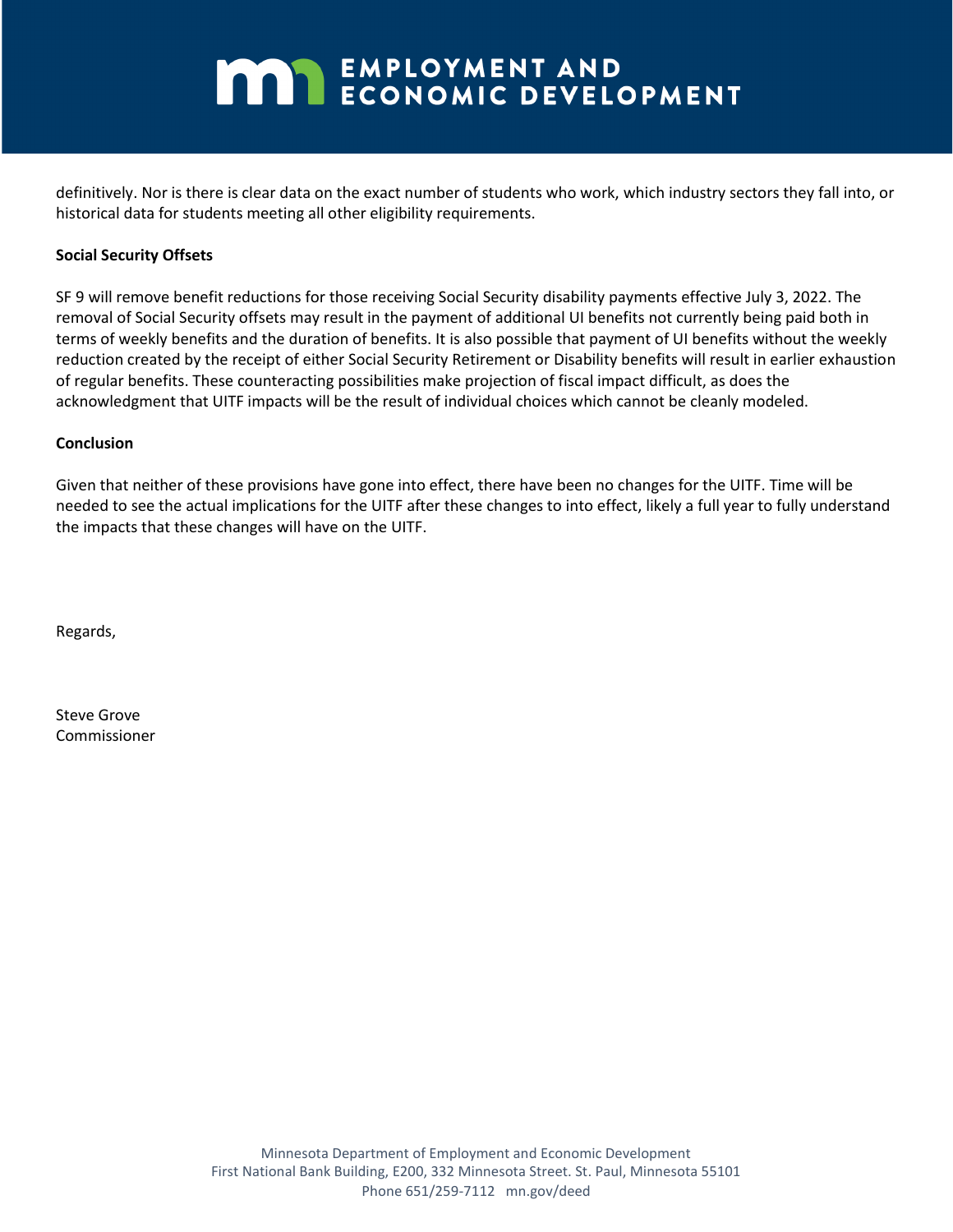definitively. Nor is there is clear data on the exact number of students who work, which industry sectors they fall into, or historical data for students meeting all other eligibility requirements.

**Social Security Offsets**

SF 9 will remove benefit reductions for those receiving Social Security disability payments effective July 3, 2022. The removal of Social Security offsets may result in the payment of additional UI benefits not currently being paid both in terms of weekly benefits and the duration of benefits. It is also possible that payment of UI benefits without the weekly reduction created by the receipt of either Social Security Retirement or Disability benefits will result in earlier exhaustion of regular benefits. These counteracting possibilities make projection of fiscal impact difficult, as does the acknowledgment that UITF impacts will be the result of individual choices which cannot be cleanly modeled.

**Conclusion**

Given that neither of these provisions have gone into effect, there have been no changes for the UITF. Time will be needed to see the actual implications for the UITF after these changes to into effect, likely a full year to fully understand the impacts that these changes will have on the UITF.

Regards,

Steve Grove
Commissioner